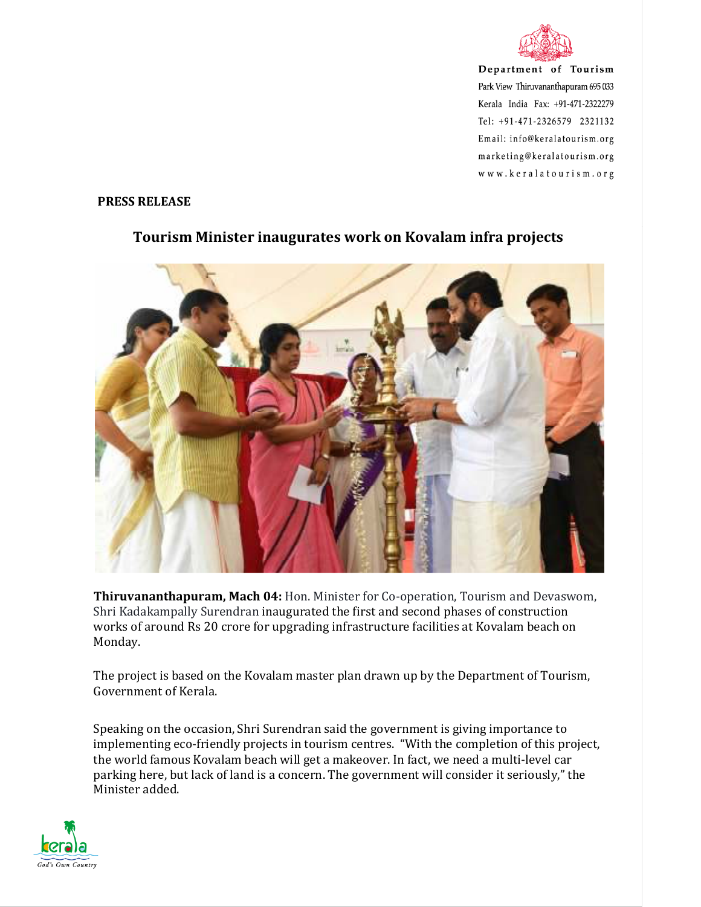Department of Tourism
Park View Thiruvananthapuram 695 033
Kerala India Fax: +91-471-2322279
Tel: +91-471-2326579 2321132
Email: info@keralatourism.org
marketing@keralatourism.org
www.keralatourism.org

**PRESS RELEASE**

## Tourism Minister inaugurates work on Kovalam infra projects

**Thiruvananthapuram, Mach 04:** Hon. Minister for Co-operation, Tourism and Devaswom, Shri Kadakampally Surendran inaugurated the first and second phases of construction works of around Rs 20 crore for upgrading infrastructure facilities at Kovalam beach on Monday.

The project is based on the Kovalam master plan drawn up by the Department of Tourism, Government of Kerala.

Speaking on the occasion, Shri Surendran said the government is giving importance to implementing eco-friendly projects in tourism centres. "With the completion of this project, the world famous Kovalam beach will get a makeover. In fact, we need a multi-level car parking here, but lack of land is a concern. The government will consider it seriously," the Minister added.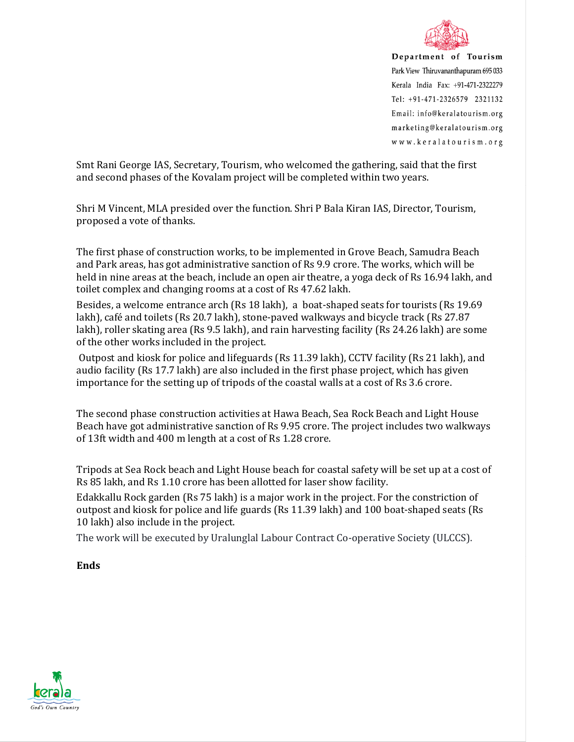Department of Tourism
Park View Thiruvananthapuram 695 033
Kerala India Fax: +91-471-2322279
Tel: +91-471-2326579 2321132
Email: info@keralatourism.org
marketing@keralatourism.org
www.keralatourism.org

Smt Rani George IAS, Secretary, Tourism, who welcomed the gathering, said that the first and second phases of the Kovalam project will be completed within two years.

Shri M Vincent, MLA presided over the function. Shri P Bala Kiran IAS, Director, Tourism, proposed a vote of thanks.

The first phase of construction works, to be implemented in Grove Beach, Samudra Beach and Park areas, has got administrative sanction of Rs 9.9 crore. The works, which will be held in nine areas at the beach, include an open air theatre, a yoga deck of Rs 16.94 lakh, and toilet complex and changing rooms at a cost of Rs 47.62 lakh.

Besides, a welcome entrance arch (Rs 18 lakh), a boat-shaped seats for tourists (Rs 19.69 lakh), café and toilets (Rs 20.7 lakh), stone-paved walkways and bicycle track (Rs 27.87 lakh), roller skating area (Rs 9.5 lakh), and rain harvesting facility (Rs 24.26 lakh) are some of the other works included in the project.

Outpost and kiosk for police and lifeguards (Rs 11.39 lakh), CCTV facility (Rs 21 lakh), and audio facility (Rs 17.7 lakh) are also included in the first phase project, which has given importance for the setting up of tripods of the coastal walls at a cost of Rs 3.6 crore.

The second phase construction activities at Hawa Beach, Sea Rock Beach and Light House Beach have got administrative sanction of Rs 9.95 crore. The project includes two walkways of 13ft width and 400 m length at a cost of Rs 1.28 crore.

Tripods at Sea Rock beach and Light House beach for coastal safety will be set up at a cost of Rs 85 lakh, and Rs 1.10 crore has been allotted for laser show facility.

Edakkallu Rock garden (Rs 75 lakh) is a major work in the project. For the constriction of outpost and kiosk for police and life guards (Rs 11.39 lakh) and 100 boat-shaped seats (Rs 10 lakh) also include in the project.

The work will be executed by Uralunglal Labour Contract Co-operative Society (ULCCS).

**Ends**

kerala
God's Own Country